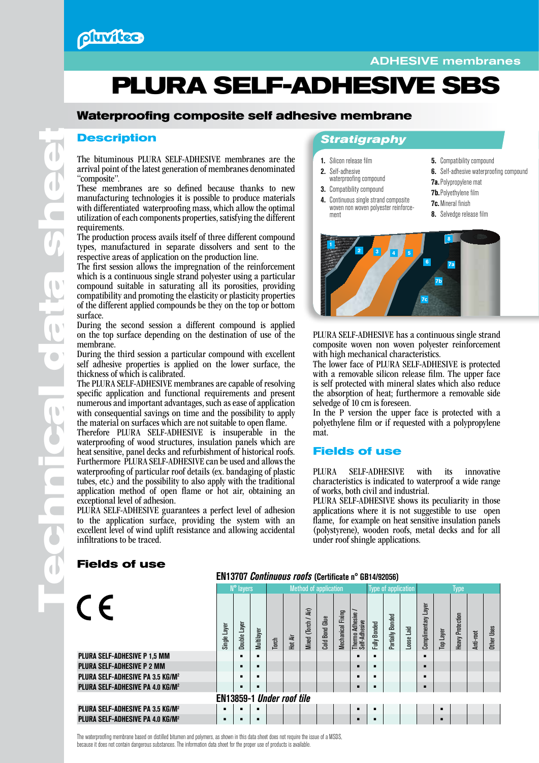# PLURA SELF-ADHESIVE SBS

ADHESIVE membranes

## Waterproofing composite self adhesive membrane

## Description

The bituminous PLURA SELF-ADHESIVE membranes are the arrival point of the latest generation of membranes denominated "composite".
These membranes are so defined because thanks to new manufacturing technologies it is possible to produce materials with differentiated waterproofing mass, which allow the optimal utilization of each components properties, satisfying the different requirements.
The production process avails itself of three different compound types, manufactured in separate dissolvers and sent to the respective areas of application on the production line.
The first session allows the impregnation of the reinforcement which is a continuous single strand polyester using a particular compound suitable in saturating all its porosities, providing compatibility and promoting the elasticity or plasticity properties of the different applied compounds be they on the top or bottom surface.
During the second session a different compound is applied on the top surface depending on the destination of use of the membrane.
During the third session a particular compound with excellent self adhesive properties is applied on the lower surface, the thickness of which is calibrated.
The PLURA SELF-ADHESIVE membranes are capable of resolving specific application and functional requirements and present numerous and important advantages, such as ease of application with consequential savings on time and the possibility to apply the material on surfaces which are not suitable to open flame.
Therefore PLURA SELF-ADHESIVE is insuperable in the waterproofing of wood structures, insulation panels which are heat sensitive, panel decks and refurbishment of historical roofs.
Furthermore PLURA SELF-ADHESIVE can be used and allows the waterproofing of particular roof details (ex. bandaging of plastic tubes, etc.) and the possibility to also apply with the traditional application method of open flame or hot air, obtaining an exceptional level of adhesion.
PLURA SELF-ADHESIVE guarantees a perfect level of adhesion to the application surface, providing the system with an excellent level of wind uplift resistance and allowing accidental infiltrations to be traced.

## Stratigraphy

1. Silicon release film
2. Self-adhesive waterproofing compound
3. Compatibility compound
4. Continuous single strand composite woven non woven polyester reinforcement
5. Compatibility compound
6. Self-adhesive waterproofing compound

7a. Polypropylene mat
7b. Polyethylene film
7c. Mineral finish
8. Selvedge release film

PLURA SELF-ADHESIVE has a continuous single strand composite woven non woven polyester reinforcement with high mechanical characteristics.
The lower face of PLURA SELF-ADHESIVE is protected with a removable silicon release film. The upper face is self protected with mineral slates which also reduce the absorption of heat; furthermore a removable side selvedge of 10 cm is foreseen.
In the P version the upper face is protected with a polyethylene film or if requested with a polypropylene mat.

## Fields of use

PLURA SELF-ADHESIVE with its innovative characteristics is indicated to waterproof a wide range of works, both civil and industrial.
PLURA SELF-ADHESIVE shows its peculiarity in those applications where it is not suggestible to use open flame, for example on heat sensitive insulation panels (polystyrene), wooden roofs, metal decks and for all under roof shingle applications.

## Fields of use

CE

**EN13707 *Continuous roofs* (Certificate n° GB14/92056)**

| | N° layers | | | Method of application | | | | | | Type of application | | | Type | | | | |
|---|---|---|---|---|---|---|---|---|---|---|---|---|---|---|---|---|---|
| | Single Layer | Double Layer | Multilayer | Torch | Hot Air | Mixed (Torch / Air) | Cold Bond Glue | Mechanical Fixing | Thermo Adhesive / Self-Adhesive | Fully Bonded | Partially Bonded | Loose Laid | Complimentary Layer | Top Layer | Heavy Protection | Anti-root | Other Uses |
| PLURA SELF-ADHESIVE P 1,5 MM | | ▪ | ▪ | | | | | | ▪ | ▪ | | | ▪ | | | | |
| PLURA SELF-ADHESIVE P 2 MM | | ▪ | ▪ | | | | | | ▪ | ▪ | | | ▪ | | | | |
| PLURA SELF-ADHESIVE PA 3.5 KG/M² | | ▪ | ▪ | | | | | | ▪ | ▪ | | | ▪ | | | | |
| PLURA SELF-ADHESIVE PA 4.0 KG/M² | | ▪ | ▪ | | | | | | ▪ | ▪ | | | ▪ | | | | |
| **EN13859-1 *Under roof tile*** | | | | | | | | | | | | | | | | | |
| PLURA SELF-ADHESIVE PA 3.5 KG/M² | ▪ | ▪ | ▪ | | | | | | ▪ | ▪ | | | | ▪ | | | |
| PLURA SELF-ADHESIVE PA 4.0 KG/M² | ▪ | ▪ | ▪ | | | | | | ▪ | ▪ | | | | ▪ | | | |

The waterproofing membrane based on distilled bitumen and polymers, as shown in this data sheet does not require the issue of a MSDS, because it does not contain dangerous substances. The information data sheet for the proper use of products is available.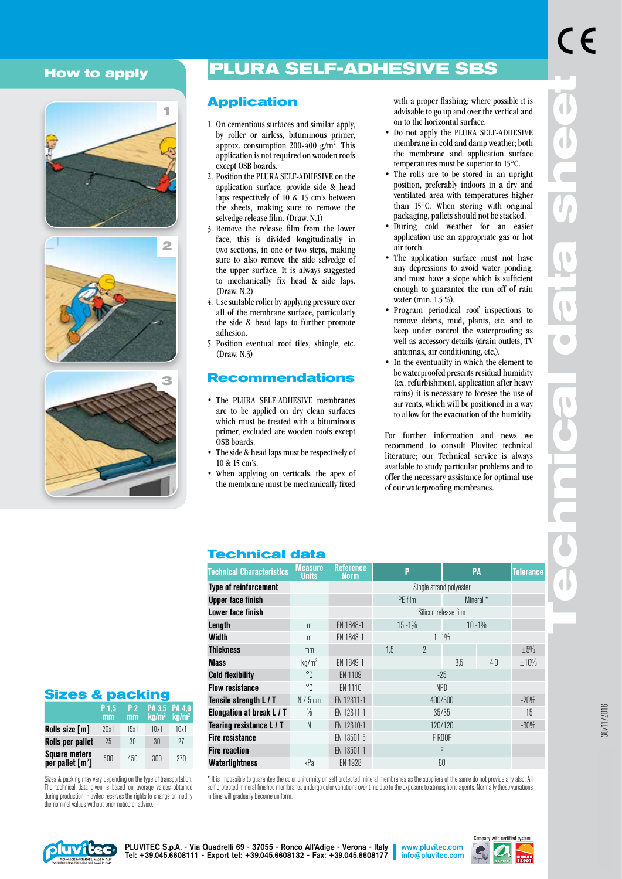## How to apply

# PLURA SELF-ADHESIVE SBS

## Application

1. On cementious surfaces and similar apply, by roller or airless, bituminous primer, approx. consumption 200-400 g/m². This application is not required on wooden roofs except OSB boards.
2. Position the PLURA SELF-ADHESIVE on the application surface; provide side & head laps respectively of 10 & 15 cm's between the sheets, making sure to remove the selvedge release film. (Draw. N.1)
3. Remove the release film from the lower face, this is divided longitudinally in two sections, in one or two steps, making sure to also remove the side selvedge of the upper surface. It is always suggested to mechanically fix head & side laps. (Draw. N.2)
4. Use suitable roller by applying pressure over all of the membrane surface, particularly the side & head laps to further promote adhesion.
5. Position eventual roof tiles, shingle, etc. (Draw. N.3)

## Recommendations

- The PLURA SELF-ADHESIVE membranes are to be applied on dry clean surfaces which must be treated with a bituminous primer, excluded are wooden roofs except OSB boards.
- The side & head laps must be respectively of 10 & 15 cm's.
- When applying on verticals, the apex of the membrane must be mechanically fixed with a proper flashing; where possible it is advisable to go up and over the vertical and on to the horizontal surface.
- Do not apply the PLURA SELF-ADHESIVE membrane in cold and damp weather; both the membrane and application surface temperatures must be superior to 15°C.
- The rolls are to be stored in an upright position, preferably indoors in a dry and ventilated area with temperatures higher than 15°C. When storing with original packaging, pallets should not be stacked.
- During cold weather for an easier application use an appropriate gas or hot air torch.
- The application surface must not have any depressions to avoid water ponding, and must have a slope which is sufficient enough to guarantee the run off of rain water (min. 1.5 %).
- Program periodical roof inspections to remove debris, mud, plants, etc. and to keep under control the waterproofing as well as accessory details (drain outlets, TV antennas, air conditioning, etc.).
- In the eventuality in which the element to be waterproofed presents residual humidity (ex. refurbishment, application after heavy rains) it is necessary to foresee the use of air vents, which will be positioned in a way to allow for the evacuation of the humidity.

For further information and news we recommend to consult Pluvitec technical literature; our Technical service is always available to study particular problems and to offer the necessary assistance for optimal use of our waterproofing membranes.

## Technical data

| Technical Characteristics | Measure Units | Reference Norm | P | | PA | | Tolerance |
|---|---|---|---|---|---|---|---|
| Type of reinforcement | | | Single strand polyester | | | | |
| Upper face finish | | | PE film | | Mineral * | | |
| Lower face finish | | | Silicon release film | | | | |
| Length | m | EN 1848-1 | 15 -1% | | 10 -1% | | |
| Width | m | EN 1848-1 | 1 -1% | | | | |
| Thickness | mm | | 1,5 | 2 | | | ±5% |
| Mass | kg/m² | EN 1849-1 | | | 3,5 | 4,0 | ±10% |
| Cold flexibility | °C | EN 1109 | -25 | | | | |
| Flow resistance | °C | EN 1110 | NPD | | | | |
| Tensile strength L / T | N / 5 cm | EN 12311-1 | 400/300 | | | | -20% |
| Elongation at break L / T | % | EN 12311-1 | 35/35 | | | | -15 |
| Tearing resistance L / T | N | EN 12310-1 | 120/120 | | | | -30% |
| Fire resistance | | EN 13501-5 | F ROOF | | | | |
| Fire reaction | | EN 13501-1 | F | | | | |
| Watertightness | kPa | EN 1928 | 60 | | | | |

* It is impossible to guarantee the color uniformity on self protected mineral membranes as the suppliers of the same do not provide any also. All self protected mineral finished membranes undergo color variations over time due to the exposure to atmospheric agents. Normally these variations in time will gradually become uniform.

## Sizes & packing

| | P 1,5 mm | P 2 mm | PA 3,5 kg/m² | PA 4,0 kg/m² |
|---|---|---|---|---|
| Rolls size [m] | 20x1 | 15x1 | 10x1 | 10x1 |
| Rolls per pallet | 25 | 30 | 30 | 27 |
| Square meters per pallet [m²] | 500 | 450 | 300 | 270 |

Sizes & packing may vary depending on the type of transportation. The technical data given is based on average values obtained during production. Pluvitec reserves the rights to change or modify the nominal values without prior notice or advice.

Technical data sheet

30/11/2016

PLUVITEC S.p.A. - Via Quadrelli 69 - 37055 - Ronco All'Adige - Verona - Italy
Tel: +39.045.6608111 - Export tel: +39.045.6608132 - Fax: +39.045.6608177
www.pluvitec.com
info@pluvitec.com
Company with certified system